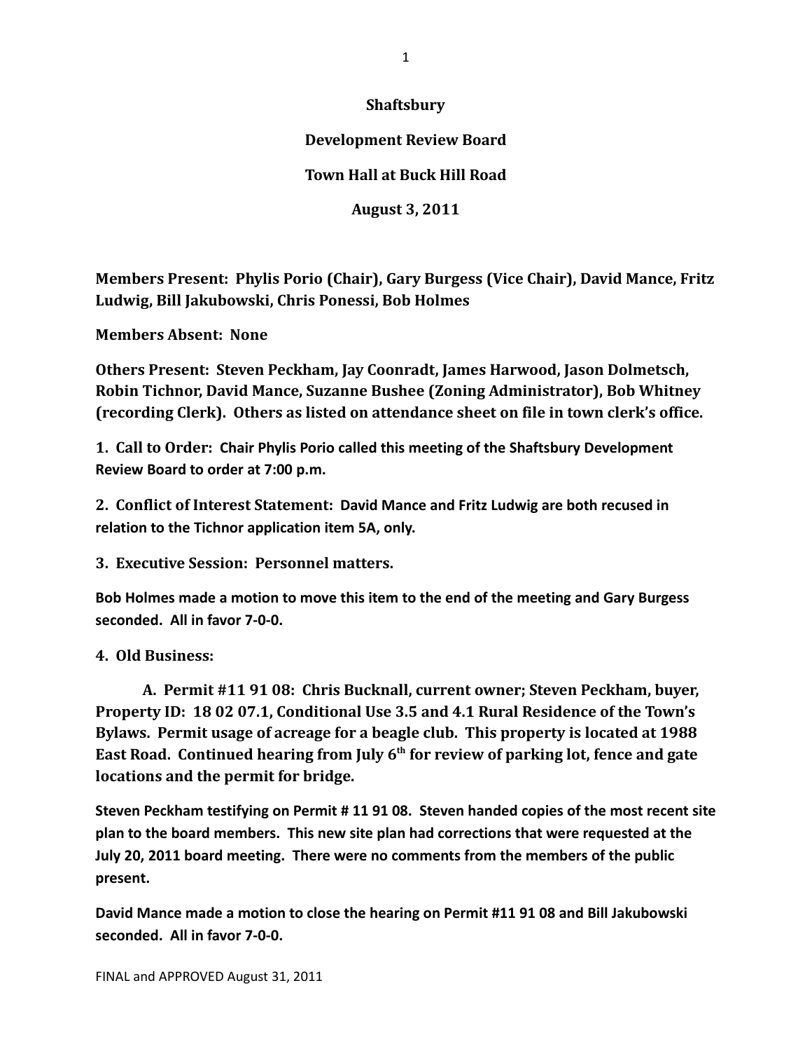# Shaftsbury

## Development Review Board

## Town Hall at Buck Hill Road

## August 3, 2011

**Members Present: Phylis Porio (Chair), Gary Burgess (Vice Chair), David Mance, Fritz Ludwig, Bill Jakubowski, Chris Ponessi, Bob Holmes**

**Members Absent: None**

**Others Present: Steven Peckham, Jay Coonradt, James Harwood, Jason Dolmetsch, Robin Tichnor, David Mance, Suzanne Bushee (Zoning Administrator), Bob Whitney (recording Clerk). Others as listed on attendance sheet on file in town clerk's office.**

**1. Call to Order: Chair Phylis Porio called this meeting of the Shaftsbury Development Review Board to order at 7:00 p.m.**

**2. Conflict of Interest Statement: David Mance and Fritz Ludwig are both recused in relation to the Tichnor application item 5A, only.**

**3. Executive Session: Personnel matters.**

**Bob Holmes made a motion to move this item to the end of the meeting and Gary Burgess seconded. All in favor 7-0-0.**

**4. Old Business:**

**A. Permit #11 91 08: Chris Bucknall, current owner; Steven Peckham, buyer, Property ID: 18 02 07.1, Conditional Use 3.5 and 4.1 Rural Residence of the Town's Bylaws. Permit usage of acreage for a beagle club. This property is located at 1988 East Road. Continued hearing from July 6th for review of parking lot, fence and gate locations and the permit for bridge.**

**Steven Peckham testifying on Permit # 11 91 08. Steven handed copies of the most recent site plan to the board members. This new site plan had corrections that were requested at the July 20, 2011 board meeting. There were no comments from the members of the public present.**

**David Mance made a motion to close the hearing on Permit #11 91 08 and Bill Jakubowski seconded. All in favor 7-0-0.**

FINAL and APPROVED August 31, 2011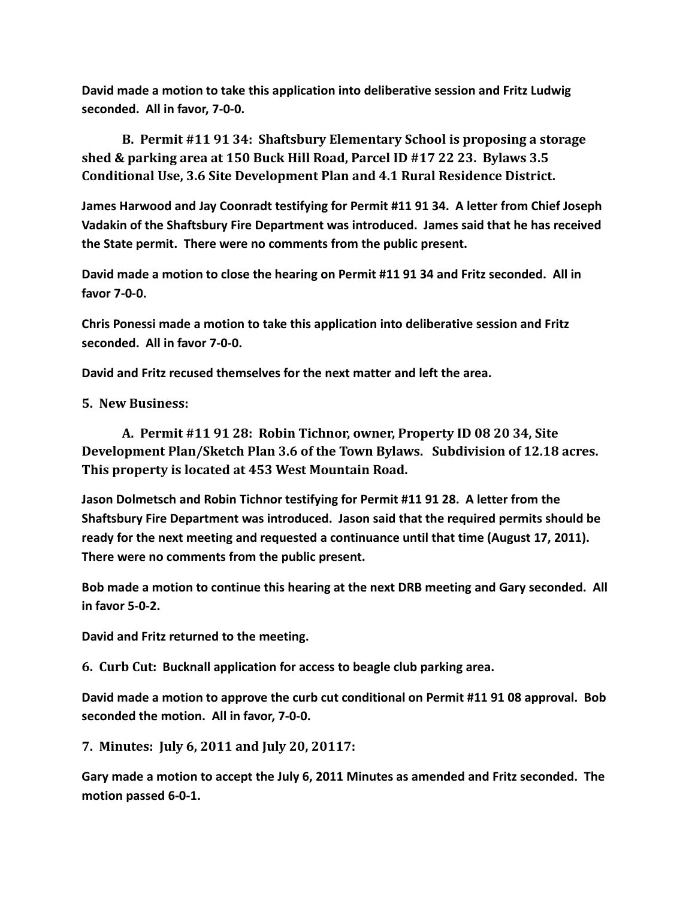**David made a motion to take this application into deliberative session and Fritz Ludwig seconded. All in favor, 7-0-0.**

**B. Permit #11 91 34: Shaftsbury Elementary School is proposing a storage shed & parking area at 150 Buck Hill Road, Parcel ID #17 22 23. Bylaws 3.5 Conditional Use, 3.6 Site Development Plan and 4.1 Rural Residence District.**

**James Harwood and Jay Coonradt testifying for Permit #11 91 34. A letter from Chief Joseph Vadakin of the Shaftsbury Fire Department was introduced. James said that he has received the State permit. There were no comments from the public present.**

**David made a motion to close the hearing on Permit #11 91 34 and Fritz seconded. All in favor 7-0-0.**

**Chris Ponessi made a motion to take this application into deliberative session and Fritz seconded. All in favor 7-0-0.**

**David and Fritz recused themselves for the next matter and left the area.**

**5. New Business:**

**A. Permit #11 91 28: Robin Tichnor, owner, Property ID 08 20 34, Site Development Plan/Sketch Plan 3.6 of the Town Bylaws. Subdivision of 12.18 acres. This property is located at 453 West Mountain Road.**

**Jason Dolmetsch and Robin Tichnor testifying for Permit #11 91 28. A letter from the Shaftsbury Fire Department was introduced. Jason said that the required permits should be ready for the next meeting and requested a continuance until that time (August 17, 2011). There were no comments from the public present.**

**Bob made a motion to continue this hearing at the next DRB meeting and Gary seconded. All in favor 5-0-2.**

**David and Fritz returned to the meeting.**

**6. Curb Cut: Bucknall application for access to beagle club parking area.**

**David made a motion to approve the curb cut conditional on Permit #11 91 08 approval. Bob seconded the motion. All in favor, 7-0-0.**

**7. Minutes: July 6, 2011 and July 20, 20117:**

**Gary made a motion to accept the July 6, 2011 Minutes as amended and Fritz seconded. The motion passed 6-0-1.**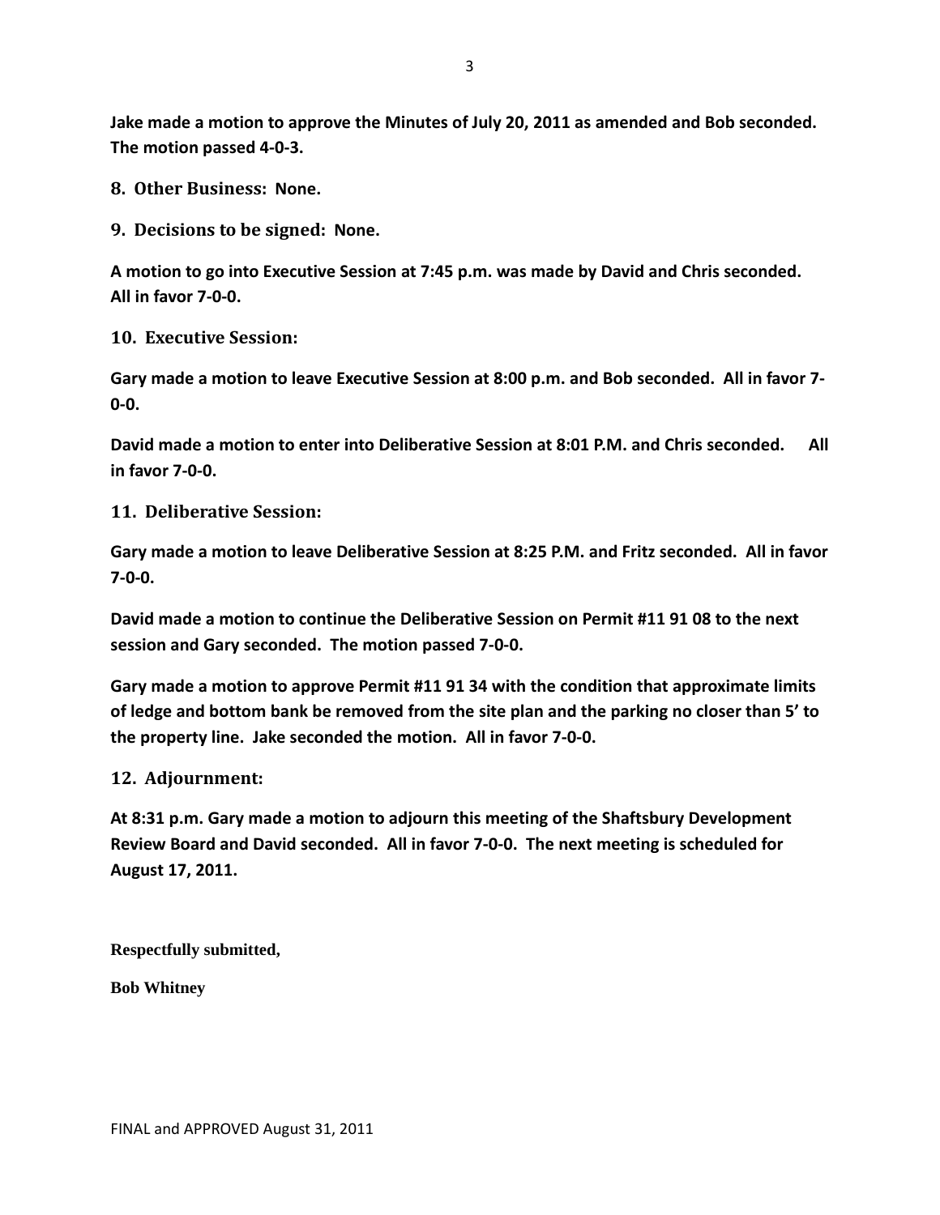**Jake made a motion to approve the Minutes of July 20, 2011 as amended and Bob seconded. The motion passed 4-0-3.**

**8. Other Business: None.**

**9. Decisions to be signed: None.**

**A motion to go into Executive Session at 7:45 p.m. was made by David and Chris seconded. All in favor 7-0-0.**

**10. Executive Session:**

**Gary made a motion to leave Executive Session at 8:00 p.m. and Bob seconded. All in favor 7-0-0.**

**David made a motion to enter into Deliberative Session at 8:01 P.M. and Chris seconded. All in favor 7-0-0.**

**11. Deliberative Session:**

**Gary made a motion to leave Deliberative Session at 8:25 P.M. and Fritz seconded. All in favor 7-0-0.**

**David made a motion to continue the Deliberative Session on Permit #11 91 08 to the next session and Gary seconded. The motion passed 7-0-0.**

**Gary made a motion to approve Permit #11 91 34 with the condition that approximate limits of ledge and bottom bank be removed from the site plan and the parking no closer than 5' to the property line. Jake seconded the motion. All in favor 7-0-0.**

**12. Adjournment:**

**At 8:31 p.m. Gary made a motion to adjourn this meeting of the Shaftsbury Development Review Board and David seconded. All in favor 7-0-0. The next meeting is scheduled for August 17, 2011.**

**Respectfully submitted,**

**Bob Whitney**

FINAL and APPROVED August 31, 2011